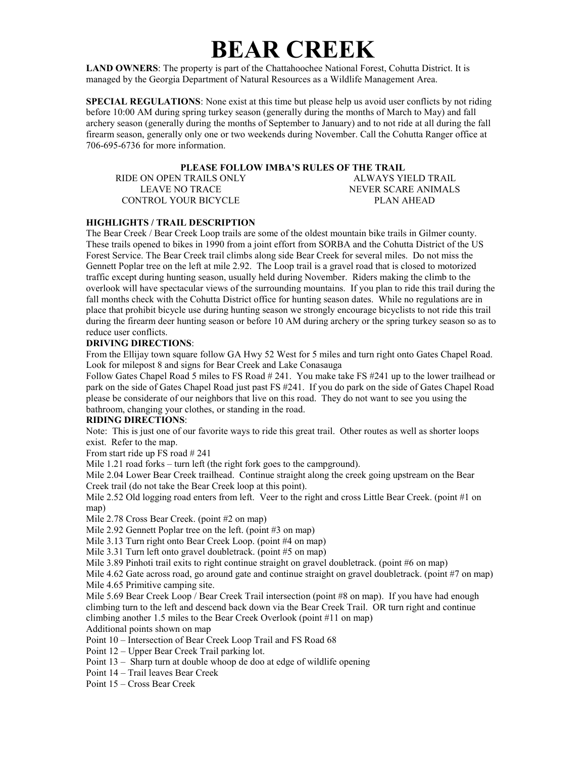# BEAR CREEK

**LAND OWNERS**: The property is part of the Chattahoochee National Forest, Cohutta District. It is managed by the Georgia Department of Natural Resources as a Wildlife Management Area.

**SPECIAL REGULATIONS**: None exist at this time but please help us avoid user conflicts by not riding before 10:00 AM during spring turkey season (generally during the months of March to May) and fall archery season (generally during the months of September to January) and to not ride at all during the fall firearm season, generally only one or two weekends during November. Call the Cohutta Ranger office at 706-695-6736 for more information.

**PLEASE FOLLOW IMBA'S RULES OF THE TRAIL**

| | |
|---|---|
| RIDE ON OPEN TRAILS ONLY | ALWAYS YIELD TRAIL |
| LEAVE NO TRACE | NEVER SCARE ANIMALS |
| CONTROL YOUR BICYCLE | PLAN AHEAD |

**HIGHLIGHTS / TRAIL DESCRIPTION**

The Bear Creek / Bear Creek Loop trails are some of the oldest mountain bike trails in Gilmer county. These trails opened to bikes in 1990 from a joint effort from SORBA and the Cohutta District of the US Forest Service. The Bear Creek trail climbs along side Bear Creek for several miles. Do not miss the Gennett Poplar tree on the left at mile 2.92. The Loop trail is a gravel road that is closed to motorized traffic except during hunting season, usually held during November. Riders making the climb to the overlook will have spectacular views of the surrounding mountains. If you plan to ride this trail during the fall months check with the Cohutta District office for hunting season dates. While no regulations are in place that prohibit bicycle use during hunting season we strongly encourage bicyclists to not ride this trail during the firearm deer hunting season or before 10 AM during archery or the spring turkey season so as to reduce user conflicts.

**DRIVING DIRECTIONS**:

From the Ellijay town square follow GA Hwy 52 West for 5 miles and turn right onto Gates Chapel Road. Look for milepost 8 and signs for Bear Creek and Lake Conasauga

Follow Gates Chapel Road 5 miles to FS Road # 241. You make take FS #241 up to the lower trailhead or park on the side of Gates Chapel Road just past FS #241. If you do park on the side of Gates Chapel Road please be considerate of our neighbors that live on this road. They do not want to see you using the bathroom, changing your clothes, or standing in the road.

**RIDING DIRECTIONS**:

Note: This is just one of our favorite ways to ride this great trail. Other routes as well as shorter loops exist. Refer to the map.

From start ride up FS road # 241

Mile 1.21 road forks – turn left (the right fork goes to the campground).

Mile 2.04 Lower Bear Creek trailhead. Continue straight along the creek going upstream on the Bear Creek trail (do not take the Bear Creek loop at this point).

Mile 2.52 Old logging road enters from left. Veer to the right and cross Little Bear Creek. (point #1 on map)

Mile 2.78 Cross Bear Creek. (point #2 on map)

Mile 2.92 Gennett Poplar tree on the left. (point #3 on map)

Mile 3.13 Turn right onto Bear Creek Loop. (point #4 on map)

Mile 3.31 Turn left onto gravel doubletrack. (point #5 on map)

Mile 3.89 Pinhoti trail exits to right continue straight on gravel doubletrack. (point #6 on map)

Mile 4.62 Gate across road, go around gate and continue straight on gravel doubletrack. (point #7 on map)

Mile 4.65 Primitive camping site.

Mile 5.69 Bear Creek Loop / Bear Creek Trail intersection (point #8 on map). If you have had enough climbing turn to the left and descend back down via the Bear Creek Trail. OR turn right and continue climbing another 1.5 miles to the Bear Creek Overlook (point #11 on map)

Additional points shown on map

Point 10 – Intersection of Bear Creek Loop Trail and FS Road 68

Point 12 – Upper Bear Creek Trail parking lot.

Point 13 – Sharp turn at double whoop de doo at edge of wildlife opening

Point 14 – Trail leaves Bear Creek

Point 15 – Cross Bear Creek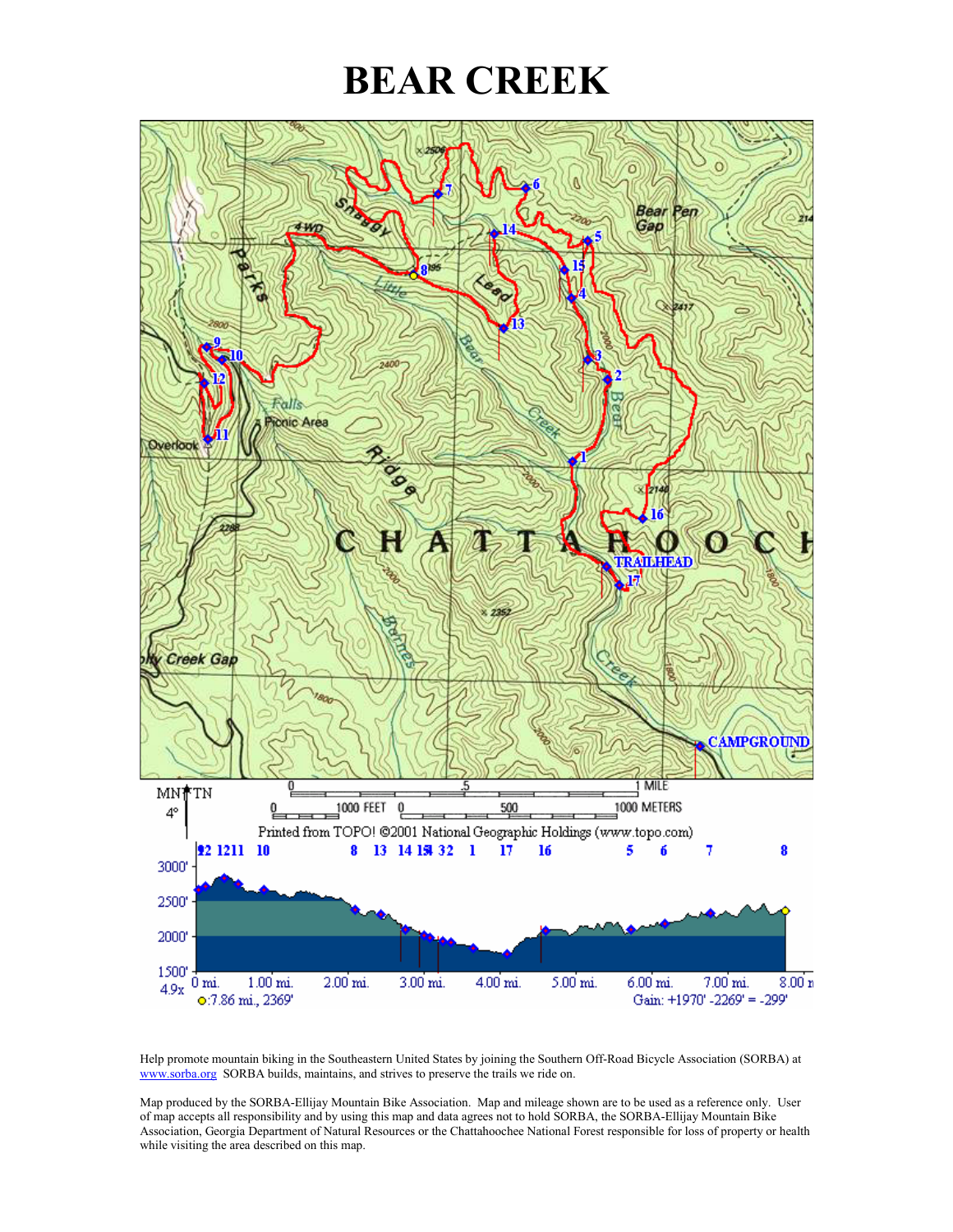# BEAR CREEK

Printed from TOPO! ©2001 National Geographic Holdings (www.topo.com)

0 .5 1 MILE

0 1000 FEET 0 500 1000 METERS

MN TN 4°

12 1211 10 8 13 14 154 32 1 17 16 5 6 7 8

3000' 2500' 2000' 1500'

4.9x 0 mi. 1.00 mi. 2.00 mi. 3.00 mi. 4.00 mi. 5.00 mi. 6.00 mi. 7.00 mi. 8.00 mi.

:7.86 mi., 2369'

Gain: +1970' -2269' = -299'

Help promote mountain biking in the Southeastern United States by joining the Southern Off-Road Bicycle Association (SORBA) at www.sorba.org SORBA builds, maintains, and strives to preserve the trails we ride on.

Map produced by the SORBA-Ellijay Mountain Bike Association. Map and mileage shown are to be used as a reference only. User of map accepts all responsibility and by using this map and data agrees not to hold SORBA, the SORBA-Ellijay Mountain Bike Association, Georgia Department of Natural Resources or the Chattahoochee National Forest responsible for loss of property or health while visiting the area described on this map.